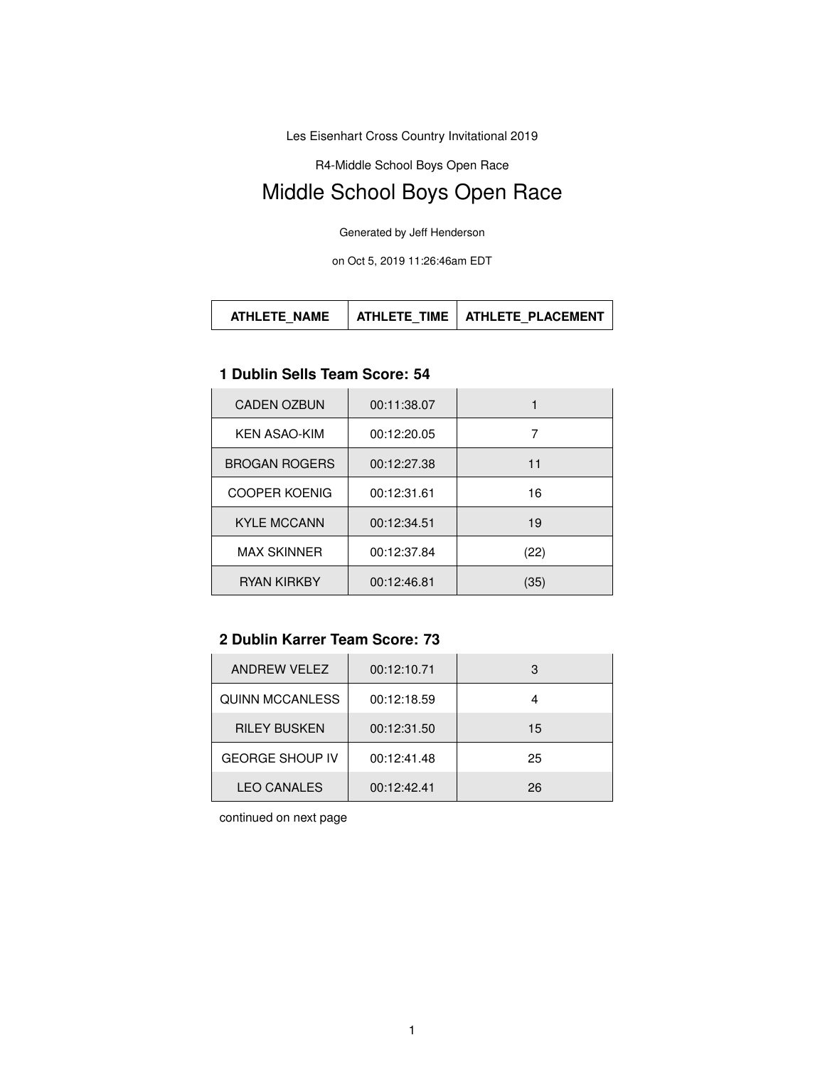Les Eisenhart Cross Country Invitational 2019

R4-Middle School Boys Open Race

# Middle School Boys Open Race

Generated by Jeff Henderson

on Oct 5, 2019 11:26:46am EDT

| ATHLETE_NAME | ATHLETE_TIME | ATHLETE_PLACEMENT |
|---|---|---|

### 1 Dublin Sells Team Score: 54

| | | |
|---|---|---|
| CADEN OZBUN | 00:11:38.07 | 1 |
| KEN ASAO-KIM | 00:12:20.05 | 7 |
| BROGAN ROGERS | 00:12:27.38 | 11 |
| COOPER KOENIG | 00:12:31.61 | 16 |
| KYLE MCCANN | 00:12:34.51 | 19 |
| MAX SKINNER | 00:12:37.84 | (22) |
| RYAN KIRKBY | 00:12:46.81 | (35) |

### 2 Dublin Karrer Team Score: 73

| | | |
|---|---|---|
| ANDREW VELEZ | 00:12:10.71 | 3 |
| QUINN MCCANLESS | 00:12:18.59 | 4 |
| RILEY BUSKEN | 00:12:31.50 | 15 |
| GEORGE SHOUP IV | 00:12:41.48 | 25 |
| LEO CANALES | 00:12:42.41 | 26 |

continued on next page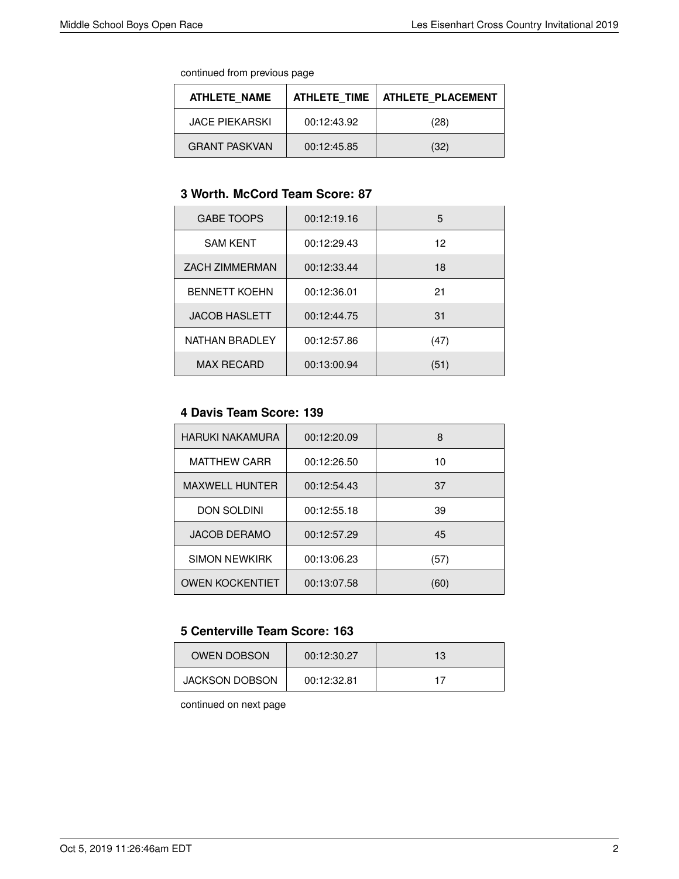continued from previous page

| ATHLETE_NAME | ATHLETE_TIME | ATHLETE_PLACEMENT |
|---|---|---|
| JACE PIEKARSKI | 00:12:43.92 | (28) |
| GRANT PASKVAN | 00:12:45.85 | (32) |

### 3 Worth. McCord Team Score: 87

| | | |
|---|---|---|
| GABE TOOPS | 00:12:19.16 | 5 |
| SAM KENT | 00:12:29.43 | 12 |
| ZACH ZIMMERMAN | 00:12:33.44 | 18 |
| BENNETT KOEHN | 00:12:36.01 | 21 |
| JACOB HASLETT | 00:12:44.75 | 31 |
| NATHAN BRADLEY | 00:12:57.86 | (47) |
| MAX RECARD | 00:13:00.94 | (51) |

### 4 Davis Team Score: 139

| | | |
|---|---|---|
| HARUKI NAKAMURA | 00:12:20.09 | 8 |
| MATTHEW CARR | 00:12:26.50 | 10 |
| MAXWELL HUNTER | 00:12:54.43 | 37 |
| DON SOLDINI | 00:12:55.18 | 39 |
| JACOB DERAMO | 00:12:57.29 | 45 |
| SIMON NEWKIRK | 00:13:06.23 | (57) |
| OWEN KOCKENTIET | 00:13:07.58 | (60) |

### 5 Centerville Team Score: 163

| | | |
|---|---|---|
| OWEN DOBSON | 00:12:30.27 | 13 |
| JACKSON DOBSON | 00:12:32.81 | 17 |

continued on next page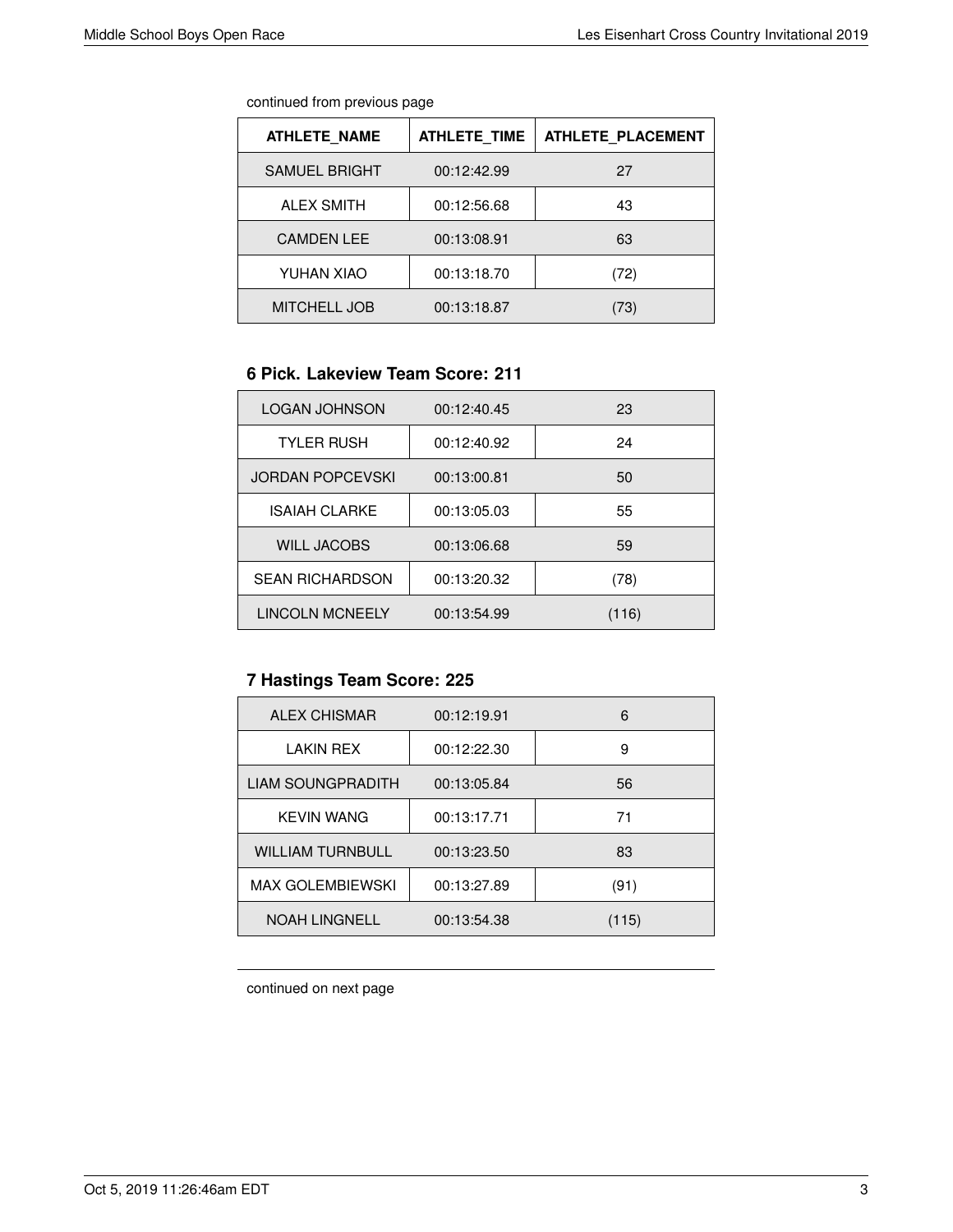continued from previous page

| ATHLETE_NAME | ATHLETE_TIME | ATHLETE_PLACEMENT |
|---|---|---|
| SAMUEL BRIGHT | 00:12:42.99 | 27 |
| ALEX SMITH | 00:12:56.68 | 43 |
| CAMDEN LEE | 00:13:08.91 | 63 |
| YUHAN XIAO | 00:13:18.70 | (72) |
| MITCHELL JOB | 00:13:18.87 | (73) |

### 6 Pick. Lakeview Team Score: 211

| | | |
|---|---|---|
| LOGAN JOHNSON | 00:12:40.45 | 23 |
| TYLER RUSH | 00:12:40.92 | 24 |
| JORDAN POPCEVSKI | 00:13:00.81 | 50 |
| ISAIAH CLARKE | 00:13:05.03 | 55 |
| WILL JACOBS | 00:13:06.68 | 59 |
| SEAN RICHARDSON | 00:13:20.32 | (78) |
| LINCOLN MCNEELY | 00:13:54.99 | (116) |

### 7 Hastings Team Score: 225

| | | |
|---|---|---|
| ALEX CHISMAR | 00:12:19.91 | 6 |
| LAKIN REX | 00:12:22.30 | 9 |
| LIAM SOUNGPRADITH | 00:13:05.84 | 56 |
| KEVIN WANG | 00:13:17.71 | 71 |
| WILLIAM TURNBULL | 00:13:23.50 | 83 |
| MAX GOLEMBIEWSKI | 00:13:27.89 | (91) |
| NOAH LINGNELL | 00:13:54.38 | (115) |

continued on next page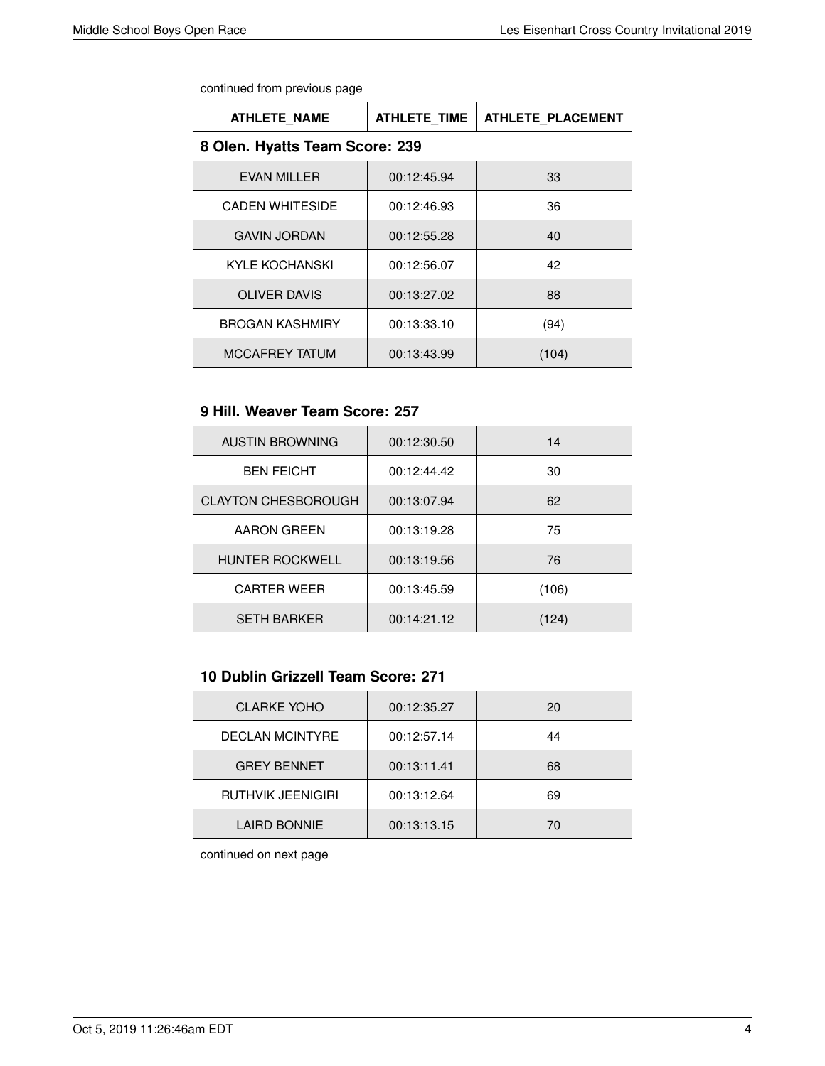continued from previous page

| ATHLETE_NAME | ATHLETE_TIME | ATHLETE_PLACEMENT |
|---|---|---|

### 8 Olen. Hyatts Team Score: 239

| ATHLETE_NAME | ATHLETE_TIME | ATHLETE_PLACEMENT |
|---|---|---|
| EVAN MILLER | 00:12:45.94 | 33 |
| CADEN WHITESIDE | 00:12:46.93 | 36 |
| GAVIN JORDAN | 00:12:55.28 | 40 |
| KYLE KOCHANSKI | 00:12:56.07 | 42 |
| OLIVER DAVIS | 00:13:27.02 | 88 |
| BROGAN KASHMIRY | 00:13:33.10 | (94) |
| MCCAFREY TATUM | 00:13:43.99 | (104) |

### 9 Hill. Weaver Team Score: 257

| ATHLETE_NAME | ATHLETE_TIME | ATHLETE_PLACEMENT |
|---|---|---|
| AUSTIN BROWNING | 00:12:30.50 | 14 |
| BEN FEICHT | 00:12:44.42 | 30 |
| CLAYTON CHESBOROUGH | 00:13:07.94 | 62 |
| AARON GREEN | 00:13:19.28 | 75 |
| HUNTER ROCKWELL | 00:13:19.56 | 76 |
| CARTER WEER | 00:13:45.59 | (106) |
| SETH BARKER | 00:14:21.12 | (124) |

### 10 Dublin Grizzell Team Score: 271

| ATHLETE_NAME | ATHLETE_TIME | ATHLETE_PLACEMENT |
|---|---|---|
| CLARKE YOHO | 00:12:35.27 | 20 |
| DECLAN MCINTYRE | 00:12:57.14 | 44 |
| GREY BENNET | 00:13:11.41 | 68 |
| RUTHVIK JEENIGIRI | 00:13:12.64 | 69 |
| LAIRD BONNIE | 00:13:13.15 | 70 |

continued on next page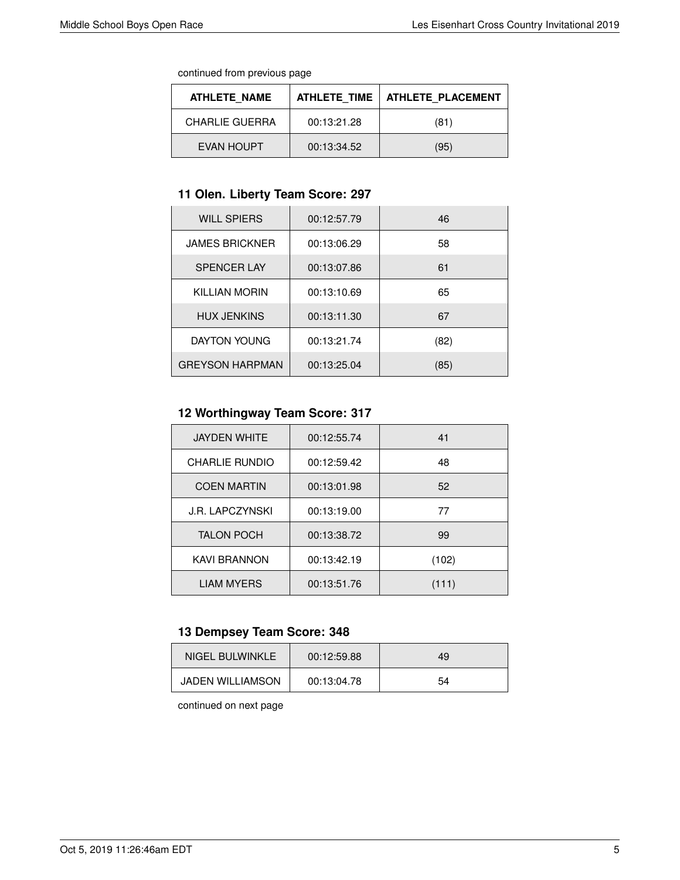continued from previous page

| ATHLETE_NAME | ATHLETE_TIME | ATHLETE_PLACEMENT |
|---|---|---|
| CHARLIE GUERRA | 00:13:21.28 | (81) |
| EVAN HOUPT | 00:13:34.52 | (95) |

### 11 Olen. Liberty Team Score: 297

| | | |
|---|---|---|
| WILL SPIERS | 00:12:57.79 | 46 |
| JAMES BRICKNER | 00:13:06.29 | 58 |
| SPENCER LAY | 00:13:07.86 | 61 |
| KILLIAN MORIN | 00:13:10.69 | 65 |
| HUX JENKINS | 00:13:11.30 | 67 |
| DAYTON YOUNG | 00:13:21.74 | (82) |
| GREYSON HARPMAN | 00:13:25.04 | (85) |

### 12 Worthingway Team Score: 317

| | | |
|---|---|---|
| JAYDEN WHITE | 00:12:55.74 | 41 |
| CHARLIE RUNDIO | 00:12:59.42 | 48 |
| COEN MARTIN | 00:13:01.98 | 52 |
| J.R. LAPCZYNSKI | 00:13:19.00 | 77 |
| TALON POCH | 00:13:38.72 | 99 |
| KAVI BRANNON | 00:13:42.19 | (102) |
| LIAM MYERS | 00:13:51.76 | (111) |

### 13 Dempsey Team Score: 348

| | | |
|---|---|---|
| NIGEL BULWINKLE | 00:12:59.88 | 49 |
| JADEN WILLIAMSON | 00:13:04.78 | 54 |

continued on next page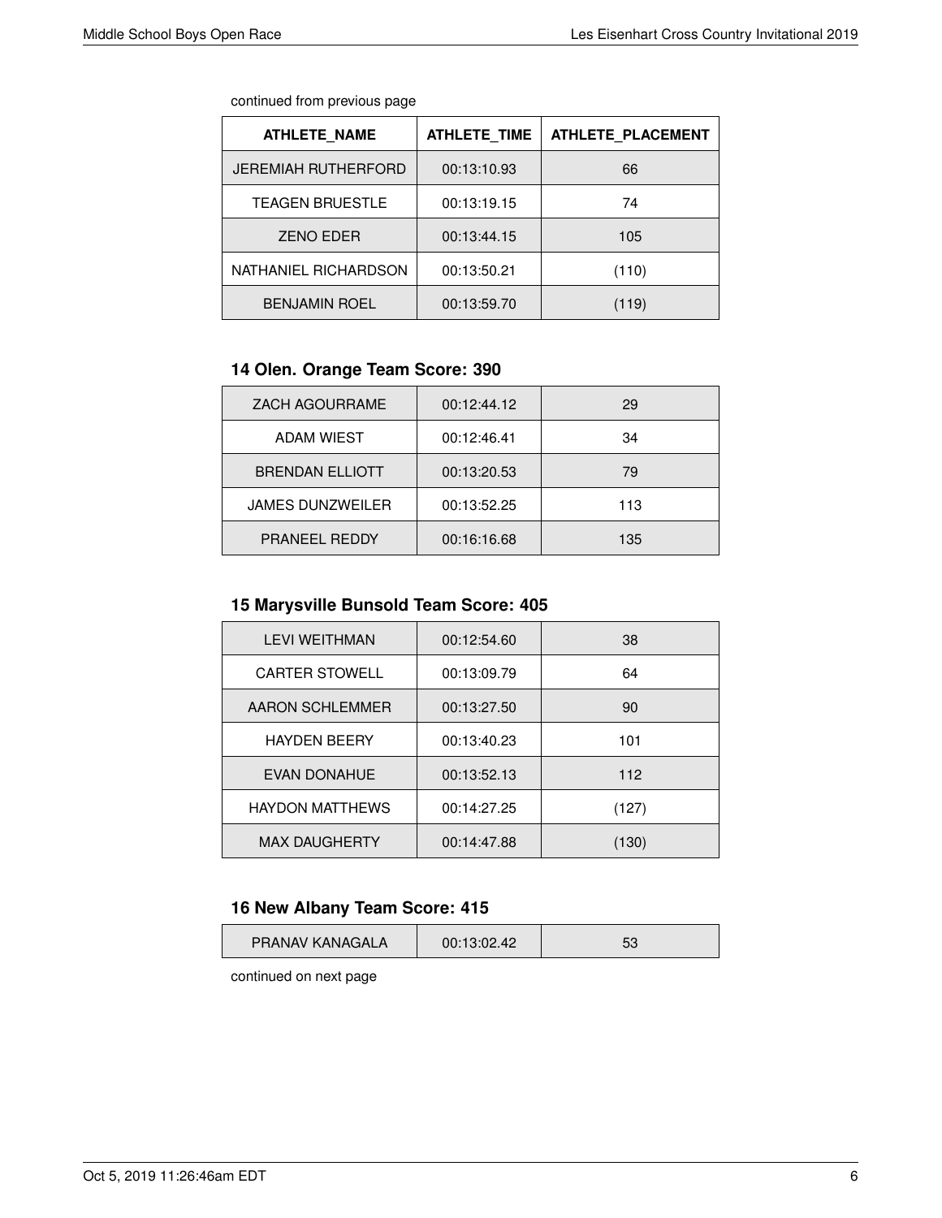continued from previous page

| ATHLETE_NAME | ATHLETE_TIME | ATHLETE_PLACEMENT |
|---|---|---|
| JEREMIAH RUTHERFORD | 00:13:10.93 | 66 |
| TEAGEN BRUESTLE | 00:13:19.15 | 74 |
| ZENO EDER | 00:13:44.15 | 105 |
| NATHANIEL RICHARDSON | 00:13:50.21 | (110) |
| BENJAMIN ROEL | 00:13:59.70 | (119) |

### 14 Olen. Orange Team Score: 390

| | | |
|---|---|---|
| ZACH AGOURRAME | 00:12:44.12 | 29 |
| ADAM WIEST | 00:12:46.41 | 34 |
| BRENDAN ELLIOTT | 00:13:20.53 | 79 |
| JAMES DUNZWEILER | 00:13:52.25 | 113 |
| PRANEEL REDDY | 00:16:16.68 | 135 |

### 15 Marysville Bunsold Team Score: 405

| | | |
|---|---|---|
| LEVI WEITHMAN | 00:12:54.60 | 38 |
| CARTER STOWELL | 00:13:09.79 | 64 |
| AARON SCHLEMMER | 00:13:27.50 | 90 |
| HAYDEN BEERY | 00:13:40.23 | 101 |
| EVAN DONAHUE | 00:13:52.13 | 112 |
| HAYDON MATTHEWS | 00:14:27.25 | (127) |
| MAX DAUGHERTY | 00:14:47.88 | (130) |

### 16 New Albany Team Score: 415

| | | |
|---|---|---|
| PRANAV KANAGALA | 00:13:02.42 | 53 |

continued on next page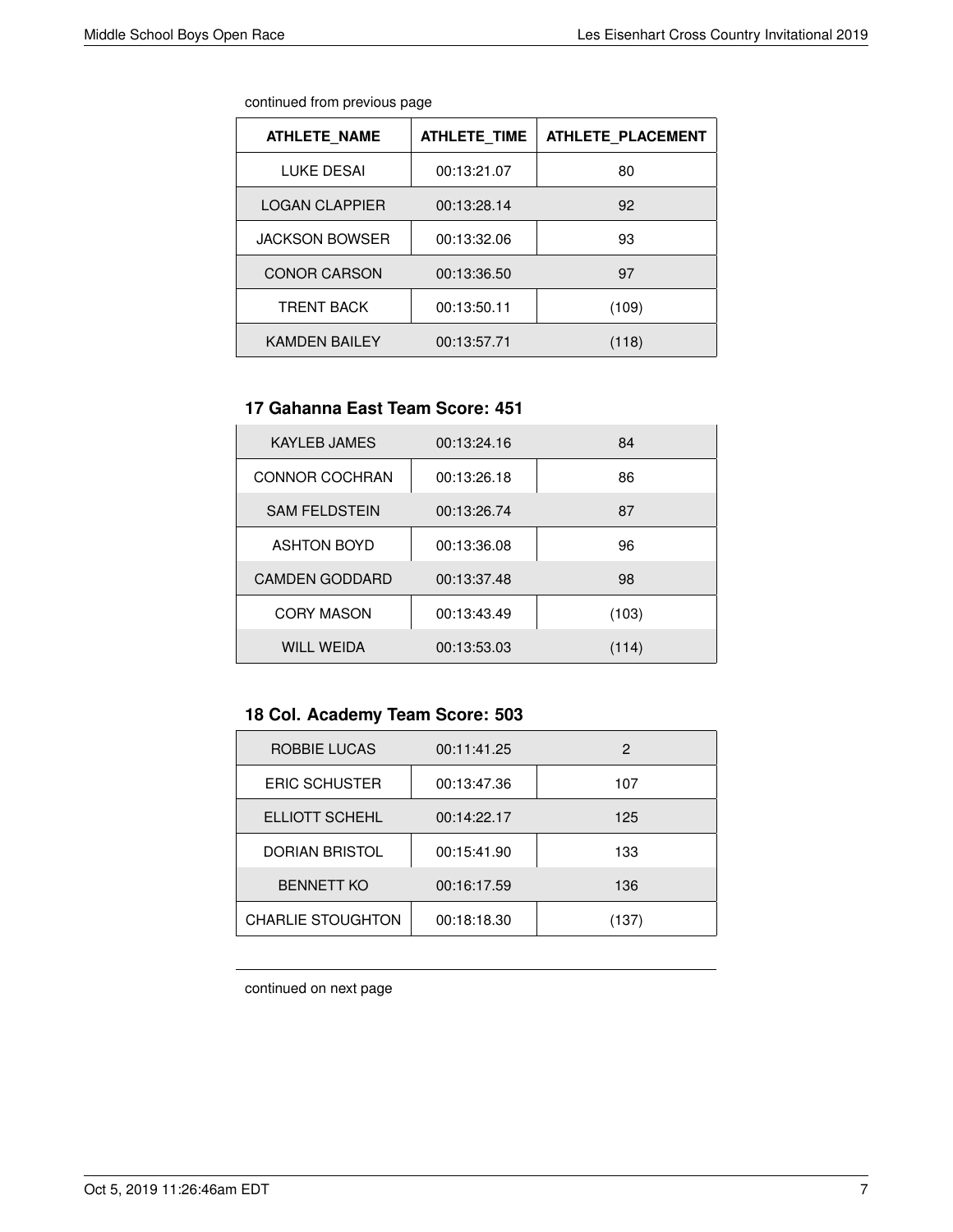continued from previous page

| ATHLETE_NAME | ATHLETE_TIME | ATHLETE_PLACEMENT |
| --- | --- | --- |
| LUKE DESAI | 00:13:21.07 | 80 |
| LOGAN CLAPPIER | 00:13:28.14 | 92 |
| JACKSON BOWSER | 00:13:32.06 | 93 |
| CONOR CARSON | 00:13:36.50 | 97 |
| TRENT BACK | 00:13:50.11 | (109) |
| KAMDEN BAILEY | 00:13:57.71 | (118) |

### 17 Gahanna East Team Score: 451

| | | |
| --- | --- | --- |
| KAYLEB JAMES | 00:13:24.16 | 84 |
| CONNOR COCHRAN | 00:13:26.18 | 86 |
| SAM FELDSTEIN | 00:13:26.74 | 87 |
| ASHTON BOYD | 00:13:36.08 | 96 |
| CAMDEN GODDARD | 00:13:37.48 | 98 |
| CORY MASON | 00:13:43.49 | (103) |
| WILL WEIDA | 00:13:53.03 | (114) |

### 18 Col. Academy Team Score: 503

| | | |
| --- | --- | --- |
| ROBBIE LUCAS | 00:11:41.25 | 2 |
| ERIC SCHUSTER | 00:13:47.36 | 107 |
| ELLIOTT SCHEHL | 00:14:22.17 | 125 |
| DORIAN BRISTOL | 00:15:41.90 | 133 |
| BENNETT KO | 00:16:17.59 | 136 |
| CHARLIE STOUGHTON | 00:18:18.30 | (137) |

continued on next page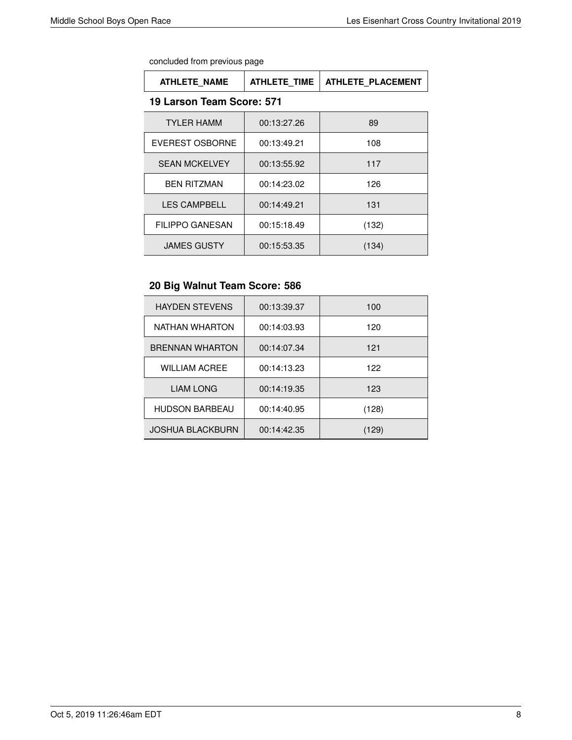concluded from previous page

| ATHLETE_NAME | ATHLETE_TIME | ATHLETE_PLACEMENT |
|---|---|---|

### 19 Larson Team Score: 571

| ATHLETE_NAME | ATHLETE_TIME | ATHLETE_PLACEMENT |
|---|---|---|
| TYLER HAMM | 00:13:27.26 | 89 |
| EVEREST OSBORNE | 00:13:49.21 | 108 |
| SEAN MCKELVEY | 00:13:55.92 | 117 |
| BEN RITZMAN | 00:14:23.02 | 126 |
| LES CAMPBELL | 00:14:49.21 | 131 |
| FILIPPO GANESAN | 00:15:18.49 | (132) |
| JAMES GUSTY | 00:15:53.35 | (134) |

### 20 Big Walnut Team Score: 586

| ATHLETE_NAME | ATHLETE_TIME | ATHLETE_PLACEMENT |
|---|---|---|
| HAYDEN STEVENS | 00:13:39.37 | 100 |
| NATHAN WHARTON | 00:14:03.93 | 120 |
| BRENNAN WHARTON | 00:14:07.34 | 121 |
| WILLIAM ACREE | 00:14:13.23 | 122 |
| LIAM LONG | 00:14:19.35 | 123 |
| HUDSON BARBEAU | 00:14:40.95 | (128) |
| JOSHUA BLACKBURN | 00:14:42.35 | (129) |